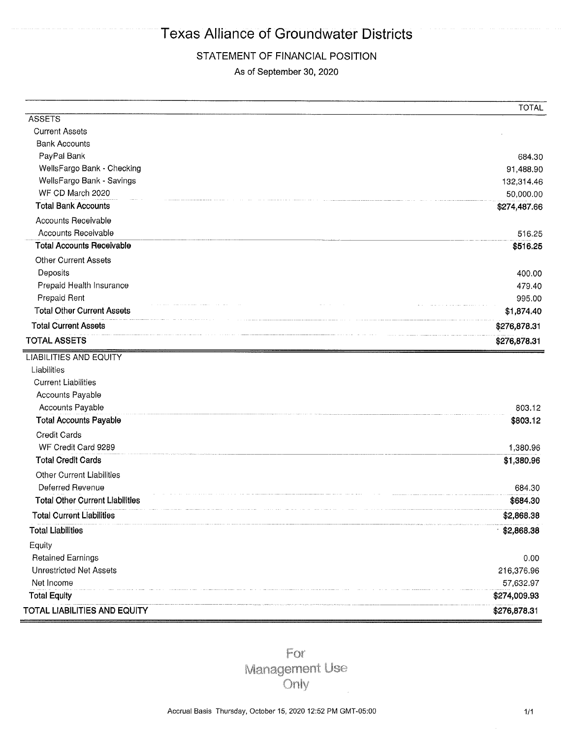# Texas Alliance of Groundwater Districts

## STATEMENT OF FINANCIAL POSITION

As of September 30, 2020

| | TOTAL |
|---|---|
| **ASSETS** | |
| Current Assets | |
| Bank Accounts | |
| PayPal Bank | 684.30 |
| WellsFargo Bank - Checking | 91,488.90 |
| WellsFargo Bank - Savings | 132,314.46 |
| WF CD March 2020 | 50,000.00 |
| **Total Bank Accounts** | **$274,487.66** |
| Accounts Receivable | |
| Accounts Receivable | 516.25 |
| **Total Accounts Receivable** | **$516.25** |
| Other Current Assets | |
| Deposits | 400.00 |
| Prepaid Health Insurance | 479.40 |
| Prepaid Rent | 995.00 |
| **Total Other Current Assets** | **$1,874.40** |
| **Total Current Assets** | **$276,878.31** |
| **TOTAL ASSETS** | **$276,878.31** |
| **LIABILITIES AND EQUITY** | |
| Liabilities | |
| Current Liabilities | |
| Accounts Payable | |
| Accounts Payable | 803.12 |
| **Total Accounts Payable** | **$803.12** |
| Credit Cards | |
| WF Credit Card 9289 | 1,380.96 |
| **Total Credit Cards** | **$1,380.96** |
| Other Current Liabilities | |
| Deferred Revenue | 684.30 |
| **Total Other Current Liabilities** | **$684.30** |
| **Total Current Liabilities** | **$2,868.38** |
| **Total Liabilities** | **$2,868.38** |
| Equity | |
| Retained Earnings | 0.00 |
| Unrestricted Net Assets | 216,376.96 |
| Net Income | 57,632.97 |
| **Total Equity** | **$274,009.93** |
| **TOTAL LIABILITIES AND EQUITY** | **$276,878.31** |

For Management Use Only

Accrual Basis Thursday, October 15, 2020 12:52 PM GMT-05:00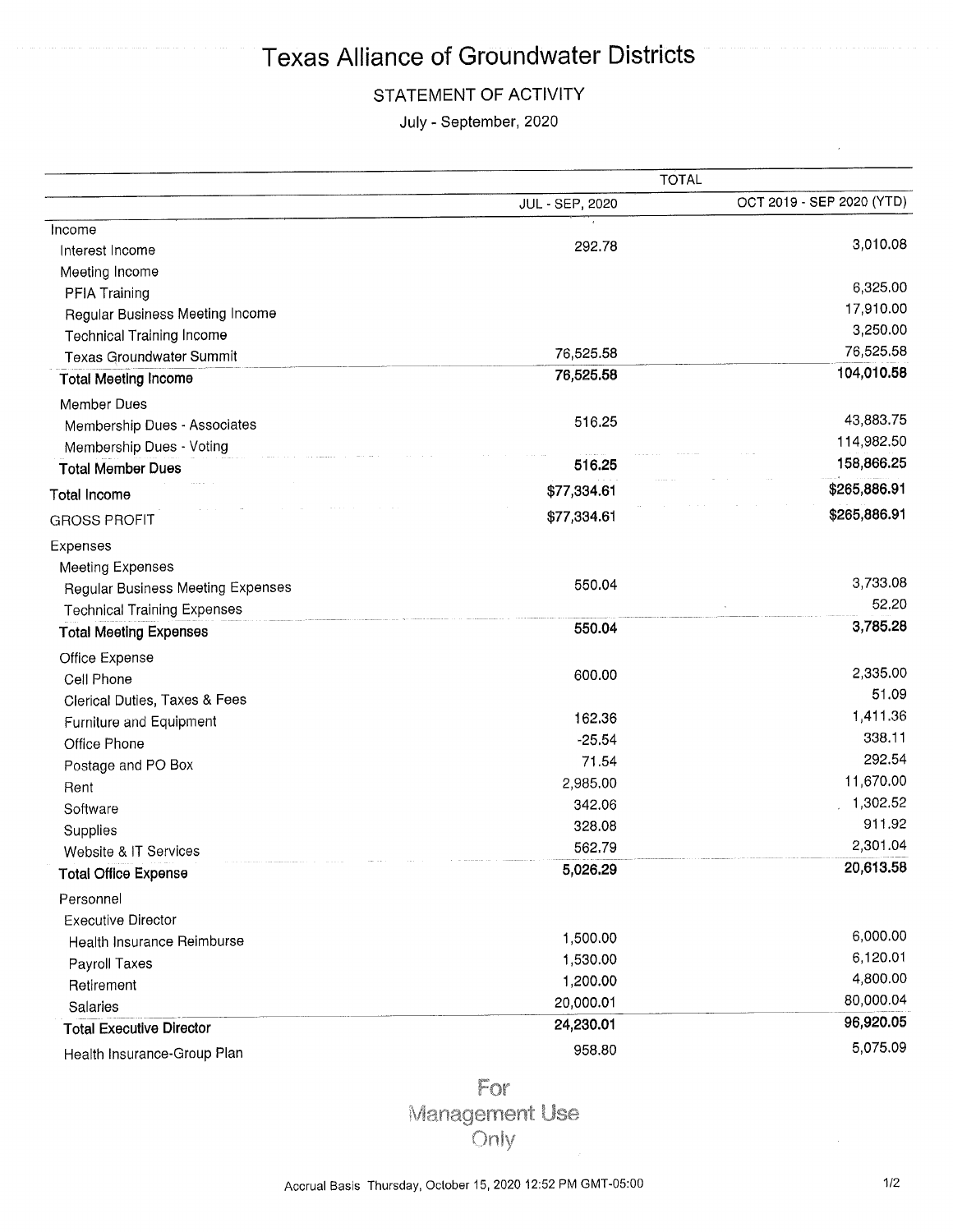# Texas Alliance of Groundwater Districts

## STATEMENT OF ACTIVITY

July - September, 2020

| | TOTAL | |
|---|---|---|
| | JUL - SEP, 2020 | OCT 2019 - SEP 2020 (YTD) |
| Income | | |
| Interest Income | 292.78 | 3,010.08 |
| Meeting Income | | |
| PFIA Training | | 6,325.00 |
| Regular Business Meeting Income | | 17,910.00 |
| Technical Training Income | | 3,250.00 |
| Texas Groundwater Summit | 76,525.58 | 76,525.58 |
| **Total Meeting Income** | **76,525.58** | **104,010.58** |
| Member Dues | | |
| Membership Dues - Associates | 516.25 | 43,883.75 |
| Membership Dues - Voting | | 114,982.50 |
| **Total Member Dues** | **516.25** | **158,866.25** |
| **Total Income** | **$77,334.61** | **$265,886.91** |
| GROSS PROFIT | $77,334.61 | $265,886.91 |
| Expenses | | |
| Meeting Expenses | | |
| Regular Business Meeting Expenses | 550.04 | 3,733.08 |
| Technical Training Expenses | | 52.20 |
| **Total Meeting Expenses** | **550.04** | **3,785.28** |
| Office Expense | | |
| Cell Phone | 600.00 | 2,335.00 |
| Clerical Duties, Taxes & Fees | | 51.09 |
| Furniture and Equipment | 162.36 | 1,411.36 |
| Office Phone | -25.54 | 338.11 |
| Postage and PO Box | 71.54 | 292.54 |
| Rent | 2,985.00 | 11,670.00 |
| Software | 342.06 | 1,302.52 |
| Supplies | 328.08 | 911.92 |
| Website & IT Services | 562.79 | 2,301.04 |
| **Total Office Expense** | **5,026.29** | **20,613.58** |
| Personnel | | |
| Executive Director | | |
| Health Insurance Reimburse | 1,500.00 | 6,000.00 |
| Payroll Taxes | 1,530.00 | 6,120.01 |
| Retirement | 1,200.00 | 4,800.00 |
| Salaries | 20,000.01 | 80,000.04 |
| **Total Executive Director** | **24,230.01** | **96,920.05** |
| Health Insurance-Group Plan | 958.80 | 5,075.09 |

For Management Use Only

Accrual Basis Thursday, October 15, 2020 12:52 PM GMT-05:00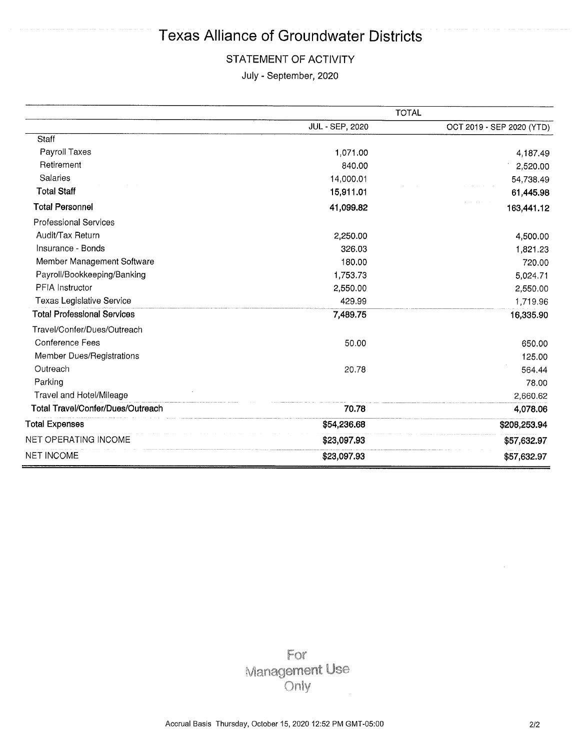# Texas Alliance of Groundwater Districts

## STATEMENT OF ACTIVITY

July - September, 2020

| | TOTAL | |
|---|---|---|
| | JUL - SEP, 2020 | OCT 2019 - SEP 2020 (YTD) |
| Staff | | |
| Payroll Taxes | 1,071.00 | 4,187.49 |
| Retirement | 840.00 | 2,520.00 |
| Salaries | 14,000.01 | 54,738.49 |
| **Total Staff** | **15,911.01** | **61,445.98** |
| **Total Personnel** | **41,099.82** | **163,441.12** |
| Professional Services | | |
| Audit/Tax Return | 2,250.00 | 4,500.00 |
| Insurance - Bonds | 326.03 | 1,821.23 |
| Member Management Software | 180.00 | 720.00 |
| Payroll/Bookkeeping/Banking | 1,753.73 | 5,024.71 |
| PFIA Instructor | 2,550.00 | 2,550.00 |
| Texas Legislative Service | 429.99 | 1,719.96 |
| **Total Professional Services** | **7,489.75** | **16,335.90** |
| Travel/Confer/Dues/Outreach | | |
| Conference Fees | 50.00 | 650.00 |
| Member Dues/Registrations | | 125.00 |
| Outreach | 20.78 | 564.44 |
| Parking | | 78.00 |
| Travel and Hotel/Mileage | | 2,660.62 |
| **Total Travel/Confer/Dues/Outreach** | **70.78** | **4,078.06** |
| **Total Expenses** | **$54,236.68** | **$208,253.94** |
| NET OPERATING INCOME | **$23,097.93** | **$57,632.97** |
| NET INCOME | **$23,097.93** | **$57,632.97** |

For Management Use Only

Accrual Basis Thursday, October 15, 2020 12:52 PM GMT-05:00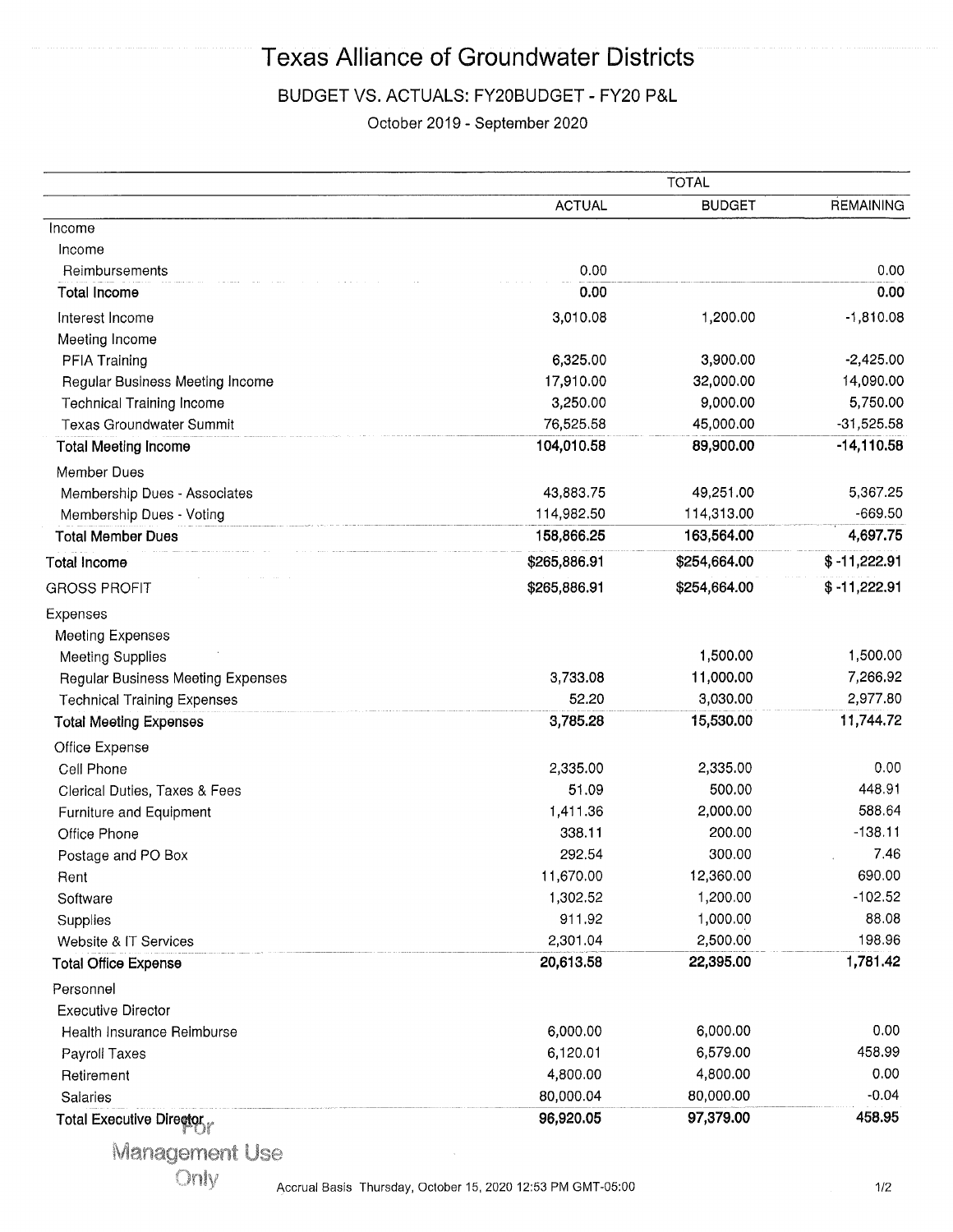# Texas Alliance of Groundwater Districts

## BUDGET VS. ACTUALS: FY20BUDGET - FY20 P&L

October 2019 - September 2020

| | TOTAL | | |
|---|---|---|---|
| | ACTUAL | BUDGET | REMAINING |
| Income | | | |
| Income | | | |
| Reimbursements | 0.00 | | 0.00 |
| **Total Income** | **0.00** | | **0.00** |
| Interest Income | 3,010.08 | 1,200.00 | -1,810.08 |
| Meeting Income | | | |
| PFIA Training | 6,325.00 | 3,900.00 | -2,425.00 |
| Regular Business Meeting Income | 17,910.00 | 32,000.00 | 14,090.00 |
| Technical Training Income | 3,250.00 | 9,000.00 | 5,750.00 |
| Texas Groundwater Summit | 76,525.58 | 45,000.00 | -31,525.58 |
| **Total Meeting Income** | **104,010.58** | **89,900.00** | **-14,110.58** |
| Member Dues | | | |
| Membership Dues - Associates | 43,883.75 | 49,251.00 | 5,367.25 |
| Membership Dues - Voting | 114,982.50 | 114,313.00 | -669.50 |
| **Total Member Dues** | **158,866.25** | **163,564.00** | **4,697.75** |
| **Total Income** | **$265,886.91** | **$254,664.00** | **$ -11,222.91** |
| GROSS PROFIT | $265,886.91 | $254,664.00 | $ -11,222.91 |
| Expenses | | | |
| Meeting Expenses | | | |
| Meeting Supplies | | 1,500.00 | 1,500.00 |
| Regular Business Meeting Expenses | 3,733.08 | 11,000.00 | 7,266.92 |
| Technical Training Expenses | 52.20 | 3,030.00 | 2,977.80 |
| **Total Meeting Expenses** | **3,785.28** | **15,530.00** | **11,744.72** |
| Office Expense | | | |
| Cell Phone | 2,335.00 | 2,335.00 | 0.00 |
| Clerical Duties, Taxes & Fees | 51.09 | 500.00 | 448.91 |
| Furniture and Equipment | 1,411.36 | 2,000.00 | 588.64 |
| Office Phone | 338.11 | 200.00 | -138.11 |
| Postage and PO Box | 292.54 | 300.00 | 7.46 |
| Rent | 11,670.00 | 12,360.00 | 690.00 |
| Software | 1,302.52 | 1,200.00 | -102.52 |
| Supplies | 911.92 | 1,000.00 | 88.08 |
| Website & IT Services | 2,301.04 | 2,500.00 | 198.96 |
| **Total Office Expense** | **20,613.58** | **22,395.00** | **1,781.42** |
| Personnel | | | |
| Executive Director | | | |
| Health Insurance Reimburse | 6,000.00 | 6,000.00 | 0.00 |
| Payroll Taxes | 6,120.01 | 6,579.00 | 458.99 |
| Retirement | 4,800.00 | 4,800.00 | 0.00 |
| Salaries | 80,000.04 | 80,000.00 | -0.04 |
| **Total Executive Director** | **96,920.05** | **97,379.00** | **458.95** |

For Management Use Only

Accrual Basis Thursday, October 15, 2020 12:53 PM GMT-05:00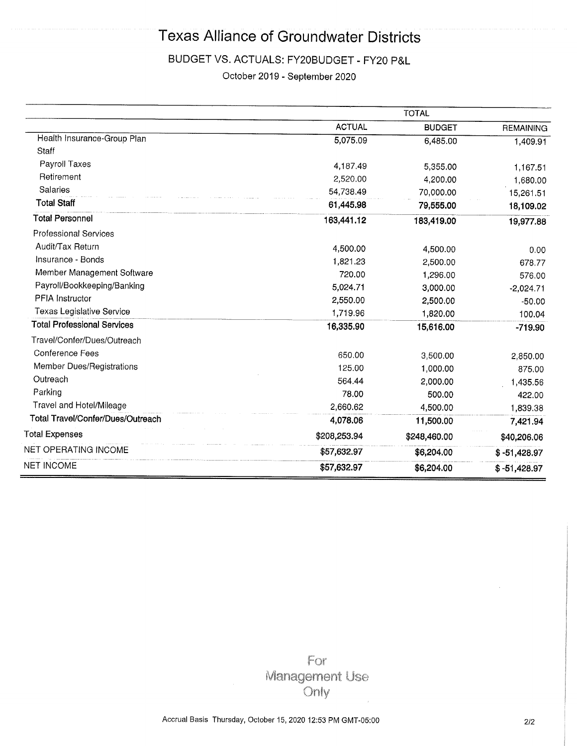# Texas Alliance of Groundwater Districts

## BUDGET VS. ACTUALS: FY20BUDGET - FY20 P&L

October 2019 - September 2020

| | TOTAL | | |
|---|---|---|---|
| | ACTUAL | BUDGET | REMAINING |
| Health Insurance-Group Plan | 5,075.09 | 6,485.00 | 1,409.91 |
| Staff | | | |
| Payroll Taxes | 4,187.49 | 5,355.00 | 1,167.51 |
| Retirement | 2,520.00 | 4,200.00 | 1,680.00 |
| Salaries | 54,738.49 | 70,000.00 | 15,261.51 |
| **Total Staff** | **61,445.98** | **79,555.00** | **18,109.02** |
| **Total Personnel** | **163,441.12** | **183,419.00** | **19,977.88** |
| Professional Services | | | |
| Audit/Tax Return | 4,500.00 | 4,500.00 | 0.00 |
| Insurance - Bonds | 1,821.23 | 2,500.00 | 678.77 |
| Member Management Software | 720.00 | 1,296.00 | 576.00 |
| Payroll/Bookkeeping/Banking | 5,024.71 | 3,000.00 | -2,024.71 |
| PFIA Instructor | 2,550.00 | 2,500.00 | -50.00 |
| Texas Legislative Service | 1,719.96 | 1,820.00 | 100.04 |
| **Total Professional Services** | **16,335.90** | **15,616.00** | **-719.90** |
| Travel/Confer/Dues/Outreach | | | |
| Conference Fees | 650.00 | 3,500.00 | 2,850.00 |
| Member Dues/Registrations | 125.00 | 1,000.00 | 875.00 |
| Outreach | 564.44 | 2,000.00 | 1,435.56 |
| Parking | 78.00 | 500.00 | 422.00 |
| Travel and Hotel/Mileage | 2,660.62 | 4,500.00 | 1,839.38 |
| **Total Travel/Confer/Dues/Outreach** | **4,078.06** | **11,500.00** | **7,421.94** |
| **Total Expenses** | **$208,253.94** | **$248,460.00** | **$40,206.06** |
| NET OPERATING INCOME | **$57,632.97** | **$6,204.00** | **$ -51,428.97** |
| NET INCOME | **$57,632.97** | **$6,204.00** | **$ -51,428.97** |

For Management Use Only

Accrual Basis Thursday, October 15, 2020 12:53 PM GMT-05:00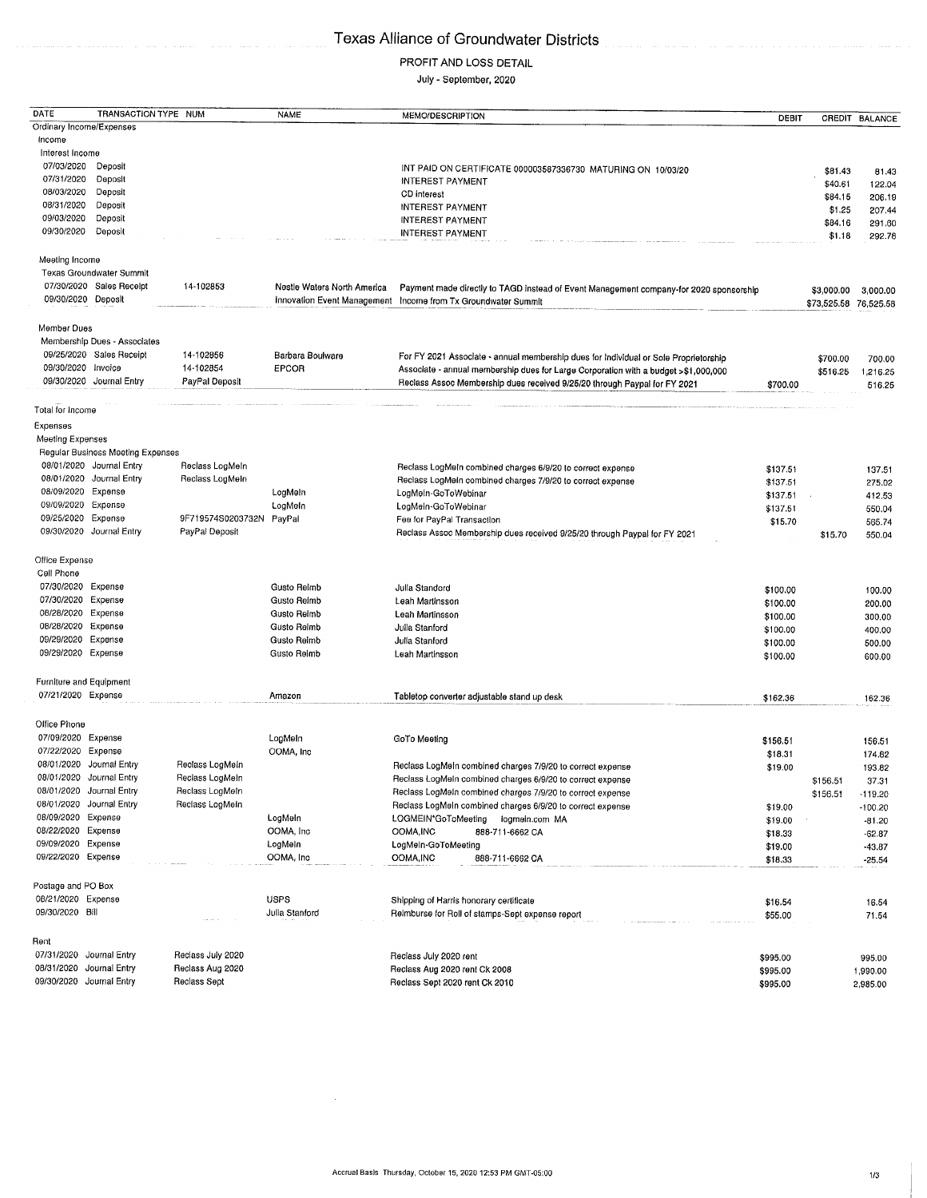# Texas Alliance of Groundwater Districts

## PROFIT AND LOSS DETAIL

July - September, 2020

| DATE | TRANSACTION TYPE | NUM | NAME | MEMO/DESCRIPTION | DEBIT | CREDIT | BALANCE |
|---|---|---|---|---|---|---|---|
| Ordinary Income/Expenses | | | | | | | |
| Income | | | | | | | |
| Interest Income | | | | | | | |
| 07/03/2020 | Deposit | | | INT PAID ON CERTIFICATE 000003587336730 MATURING ON 10/03/20 | | $81.43 | 81.43 |
| 07/31/2020 | Deposit | | | INTEREST PAYMENT | | $40.61 | 122.04 |
| 08/03/2020 | Deposit | | | CD interest | | $84.15 | 206.19 |
| 08/31/2020 | Deposit | | | INTEREST PAYMENT | | $1.25 | 207.44 |
| 09/03/2020 | Deposit | | | INTEREST PAYMENT | | $84.16 | 291.60 |
| 09/30/2020 | Deposit | | | INTEREST PAYMENT | | $1.18 | 292.78 |
| Meeting Income | | | | | | | |
| Texas Groundwater Summit | | | | | | | |
| 07/30/2020 | Sales Receipt | 14-102853 | Nestle Waters North America | Payment made directly to TAGD instead of Event Management company-for 2020 sponsorship | | $3,000.00 | 3,000.00 |
| 09/30/2020 | Deposit | | Innovation Event Management | Income from Tx Groundwater Summit | | $73,525.58 | 76,525.58 |
| Member Dues | | | | | | | |
| Membership Dues - Associates | | | | | | | |
| 09/25/2020 | Sales Receipt | 14-102856 | Barbara Boulware | For FY 2021 Associate - annual membership dues for Individual or Sole Proprietorship | | $700.00 | 700.00 |
| 09/30/2020 | Invoice | 14-102854 | EPCOR | Associate - annual membership dues for Large Corporation with a budget >$1,000,000 | | $516.25 | 1,216.25 |
| 09/30/2020 | Journal Entry | PayPal Deposit | | Reclass Assoc Membership dues received 9/25/20 through Paypal for FY 2021 | $700.00 | | 516.25 |
| Total for Income | | | | | | | |
| Expenses | | | | | | | |
| Meeting Expenses | | | | | | | |
| Regular Business Meeting Expenses | | | | | | | |
| 08/01/2020 | Journal Entry | Reclass LogMeIn | | Reclass LogMeIn combined charges 6/9/20 to correct expense | $137.51 | | 137.51 |
| 08/01/2020 | Journal Entry | Reclass LogMeIn | | Reclass LogMeIn combined charges 7/9/20 to correct expense | $137.51 | | 275.02 |
| 08/09/2020 | Expense | | LogMeIn | LogMeIn-GoToWebinar | $137.51 | | 412.53 |
| 09/09/2020 | Expense | | LogMeIn | LogMeIn-GoToWebinar | $137.51 | | 550.04 |
| 09/25/2020 | Expense | 9F719574S0203732N | PayPal | Fee for PayPal Transaction | $15.70 | | 565.74 |
| 09/30/2020 | Journal Entry | PayPal Deposit | | Reclass Assoc Membership dues received 9/25/20 through Paypal for FY 2021 | | $15.70 | 550.04 |
| Office Expense | | | | | | | |
| Cell Phone | | | | | | | |
| 07/30/2020 | Expense | | Gusto Reimb | Julia Standord | $100.00 | | 100.00 |
| 07/30/2020 | Expense | | Gusto Reimb | Leah Martinsson | $100.00 | | 200.00 |
| 08/28/2020 | Expense | | Gusto Reimb | Leah Martinsson | $100.00 | | 300.00 |
| 08/28/2020 | Expense | | Gusto Reimb | Julia Stanford | $100.00 | | 400.00 |
| 09/29/2020 | Expense | | Gusto Reimb | Julia Stanford | $100.00 | | 500.00 |
| 09/29/2020 | Expense | | Gusto Reimb | Leah Martinsson | $100.00 | | 600.00 |
| Furniture and Equipment | | | | | | | |
| 07/21/2020 | Expense | | Amazon | Tabletop converter adjustable stand up desk | $162.36 | | 162.36 |
| Office Phone | | | | | | | |
| 07/09/2020 | Expense | | LogMeIn | GoTo Meeting | $156.51 | | 156.51 |
| 07/22/2020 | Expense | | OOMA, Inc | | $18.31 | | 174.82 |
| 08/01/2020 | Journal Entry | Reclass LogMeIn | | Reclass LogMeIn combined charges 7/9/20 to correct expense | $19.00 | | 193.82 |
| 08/01/2020 | Journal Entry | Reclass LogMeIn | | Reclass LogMeIn combined charges 6/9/20 to correct expense | | $156.51 | 37.31 |
| 08/01/2020 | Journal Entry | Reclass LogMeIn | | Reclass LogMeIn combined charges 7/9/20 to correct expense | | $156.51 | -119.20 |
| 08/01/2020 | Journal Entry | Reclass LogMeIn | | Reclass LogMeIn combined charges 6/9/20 to correct expense | $19.00 | | -100.20 |
| 08/09/2020 | Expense | | LogMeIn | LOGMEIN*GoToMeeting logmein.com MA | $19.00 | | -81.20 |
| 08/22/2020 | Expense | | OOMA, Inc | OOMA,INC 888-711-6662 CA | $18.33 | | -62.87 |
| 09/09/2020 | Expense | | LogMeIn | LogMeIn-GoToMeeting | $19.00 | | -43.87 |
| 09/22/2020 | Expense | | OOMA, Inc | OOMA,INC 888-711-6662 CA | $18.33 | | -25.54 |
| Postage and PO Box | | | | | | | |
| 08/21/2020 | Expense | | USPS | Shipping of Harris honorary certificate | $16.54 | | 16.54 |
| 09/30/2020 | Bill | | Julia Stanford | Reimburse for Roll of stamps-Sept expense report | $55.00 | | 71.54 |
| Rent | | | | | | | |
| 07/31/2020 | Journal Entry | Reclass July 2020 | | Reclass July 2020 rent | $995.00 | | 995.00 |
| 08/31/2020 | Journal Entry | Reclass Aug 2020 | | Reclass Aug 2020 rent Ck 2008 | $995.00 | | 1,990.00 |
| 09/30/2020 | Journal Entry | Reclass Sept | | Reclass Sept 2020 rent Ck 2010 | $995.00 | | 2,985.00 |

Accrual Basis Thursday, October 15, 2020 12:53 PM GMT-05:00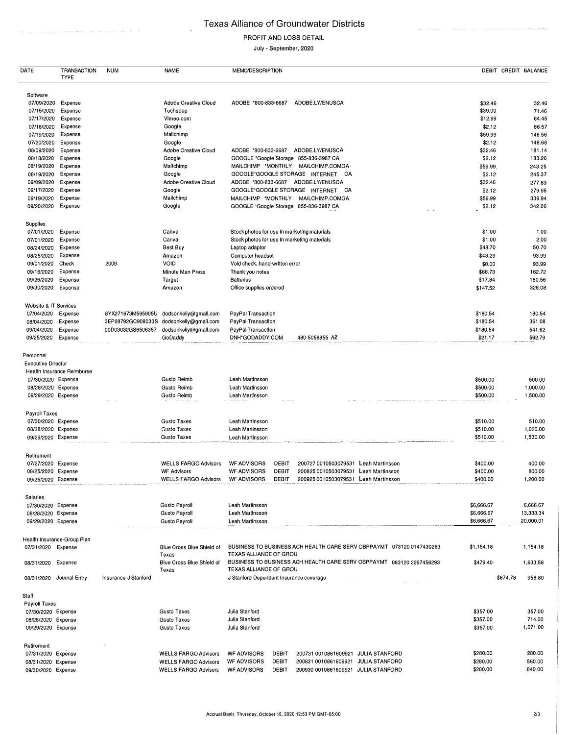# Texas Alliance of Groundwater Districts

PROFIT AND LOSS DETAIL

July - September, 2020

| DATE | TRANSACTION TYPE | NUM | NAME | MEMO/DESCRIPTION | DEBIT | CREDIT | BALANCE |
|---|---|---|---|---|---|---|---|
| Software | | | | | | | |
| 07/09/2020 | Expense | | Adobe Creative Cloud | ADOBE *800-833-6687 ADOBE.LY/ENUSCA | $32.46 | | 32.46 |
| 07/15/2020 | Expense | | Techsoup | | $39.00 | | 71.46 |
| 07/17/2020 | Expense | | Vimeo.com | | $12.99 | | 84.45 |
| 07/18/2020 | Expense | | Google | | $2.12 | | 86.57 |
| 07/19/2020 | Expense | | Mailchimp | | $59.99 | | 146.56 |
| 07/20/2020 | Expense | | Google | | $2.12 | | 148.68 |
| 08/09/2020 | Expense | | Adobe Creative Cloud | ADOBE *800-833-6687 ADOBE.LY/ENUSCA | $32.46 | | 181.14 |
| 08/18/2020 | Expense | | Google | GOOGLE *Google Storage 855-836-3987 CA | $2.12 | | 183.26 |
| 08/19/2020 | Expense | | Mailchimp | MAILCHIMP *MONTHLY MAILCHIMP.COMGA | $59.99 | | 243.25 |
| 08/19/2020 | Expense | | Google | GOOGLE*GOOGLE STORAGE INTERNET CA | $2.12 | | 245.37 |
| 09/09/2020 | Expense | | Adobe Creative Cloud | ADOBE *800-833-6687 ADOBE.LY/ENUSCA | $32.46 | | 277.83 |
| 09/17/2020 | Expense | | Google | GOOGLE*GOOGLE STORAGE INTERNET CA | $2.12 | | 279.95 |
| 09/19/2020 | Expense | | Mailchimp | MAILCHIMP *MONTHLY MAILCHIMP.COMGA | $59.99 | | 339.94 |
| 09/20/2020 | Expense | | Google | GOOGLE *Google Storage 855-836-3987 CA | $2.12 | | 342.06 |
| Supplies | | | | | | | |
| 07/01/2020 | Expense | | Canva | Stock photos for use in marketing materials | $1.00 | | 1.00 |
| 07/01/2020 | Expense | | Canva | Stock photos for use in marketing materials | $1.00 | | 2.00 |
| 08/24/2020 | Expense | | Best Buy | Laptop adaptor | $48.70 | | 50.70 |
| 08/25/2020 | Expense | | Amazon | Computer headset | $43.29 | | 93.99 |
| 09/01/2020 | Check | 2009 | VOID | Void check, hand-written error | $0.00 | | 93.99 |
| 09/16/2020 | Expense | | Minute Man Press | Thank you notes | $68.73 | | 162.72 |
| 09/26/2020 | Expense | | Target | Batteries | $17.84 | | 180.56 |
| 09/30/2020 | Expense | | Amazon | Office supplies ordered | $147.52 | | 328.08 |
| Website & IT Services | | | | | | | |
| 07/04/2020 | Expense | 8YX271673M595905U | dodsonkelly@gmail.com | PayPal Transaction | $180.54 | | 180.54 |
| 08/04/2020 | Expense | 3EP28792GC908033S | dodsonkelly@gmail.com | PayPal Transaction | $180.54 | | 361.08 |
| 09/04/2020 | Expense | 00D03032GS6506357 | dodsonkelly@gmail.com | PayPal Transaction | $180.54 | | 541.62 |
| 09/25/2020 | Expense | | GoDaddy | DNH*GODADDY.COM 480-5058855 AZ | $21.17 | | 562.79 |
| Personnel | | | | | | | |
| Executive Director | | | | | | | |
| Health Insurance Reimburse | | | | | | | |
| 07/30/2020 | Expense | | Gusto Reimb | Leah Martinsson | $500.00 | | 500.00 |
| 08/28/2020 | Expense | | Gusto Reimb | Leah Martinsson | $500.00 | | 1,000.00 |
| 09/29/2020 | Expense | | Gusto Reimb | Leah Martinsson | $500.00 | | 1,500.00 |
| Payroll Taxes | | | | | | | |
| 07/30/2020 | Expense | | Gusto Taxes | Leah Martinsson | $510.00 | | 510.00 |
| 08/28/2020 | Expense | | Gusto Taxes | Leah Martinsson | $510.00 | | 1,020.00 |
| 09/29/2020 | Expense | | Gusto Taxes | Leah Martinsson | $510.00 | | 1,530.00 |
| Retirement | | | | | | | |
| 07/27/2020 | Expense | | WELLS FARGO Advisors | WF ADVISORS DEBIT 200727 0010503079531 Leah Martinsson | $400.00 | | 400.00 |
| 08/25/2020 | Expense | | WF Advisors | WF ADVISORS DEBIT 200825 0010503079531 Leah Martinsson | $400.00 | | 800.00 |
| 09/25/2020 | Expense | | WELLS FARGO Advisors | WF ADVISORS DEBIT 200925 0010503079531 Leah Martinsson | $400.00 | | 1,200.00 |
| Salaries | | | | | | | |
| 07/30/2020 | Expense | | Gusto Payroll | Leah Martinsson | $6,666.67 | | 6,666.67 |
| 08/28/2020 | Expense | | Gusto Payroll | Leah Martinsson | $6,666.67 | | 13,333.34 |
| 09/29/2020 | Expense | | Gusto Payroll | Leah Martinsson | $6,666.67 | | 20,000.01 |
| Health Insurance-Group Plan | | | | | | | |
| 07/31/2020 | Expense | | Blue Cross Blue Shield of Texas | BUSINESS TO BUSINESS ACH HEALTH CARE SERV OBPPAYMT 073120 0147430263 TEXAS ALLIANCE OF GROU | $1,154.18 | | 1,154.18 |
| 08/31/2020 | Expense | | Blue Cross Blue Shield of Texas | BUSINESS TO BUSINESS ACH HEALTH CARE SERV OBPPAYMT 083120 2297456293 TEXAS ALLIANCE OF GROU | $479.40 | | 1,633.58 |
| 08/31/2020 | Journal Entry | Insurance-J Stanford | | J Stanford Dependent Insurance coverage | | $674.78 | 958.80 |
| Staff | | | | | | | |
| Payroll Taxes | | | | | | | |
| 07/30/2020 | Expense | | Gusto Taxes | Julia Stanford | $357.00 | | 357.00 |
| 08/28/2020 | Expense | | Gusto Taxes | Julia Stanford | $357.00 | | 714.00 |
| 09/29/2020 | Expense | | Gusto Taxes | Julia Stanford | $357.00 | | 1,071.00 |
| Retirement | | | | | | | |
| 07/31/2020 | Expense | | WELLS FARGO Advisors | WF ADVISORS DEBIT 200731 0010861609921 JULIA STANFORD | $280.00 | | 280.00 |
| 08/31/2020 | Expense | | WELLS FARGO Advisors | WF ADVISORS DEBIT 200831 0010861609921 JULIA STANFORD | $280.00 | | 560.00 |
| 09/30/2020 | Expense | | WELLS FARGO Advisors | WF ADVISORS DEBIT 200930 0010861609921 JULIA STANFORD | $280.00 | | 840.00 |

Accrual Basis Thursday, October 15, 2020 12:53 PM GMT-05:00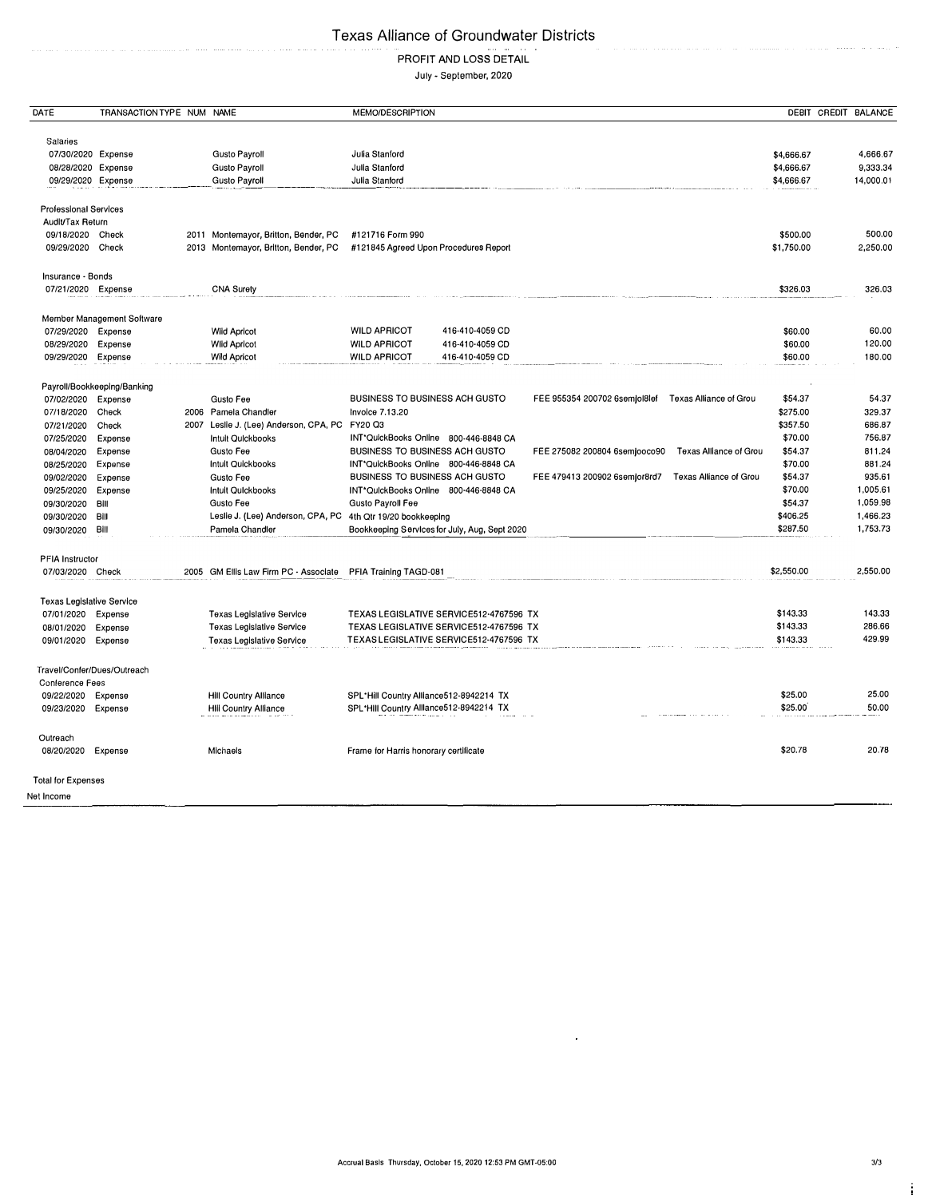# Texas Alliance of Groundwater Districts

PROFIT AND LOSS DETAIL

July - September, 2020

| DATE | TRANSACTION TYPE | NUM | NAME | MEMO/DESCRIPTION | | | DEBIT | CREDIT | BALANCE |
|---|---|---|---|---|---|---|---|---|---|
| Salaries | | | | | | | | | |
| 07/30/2020 | Expense | | Gusto Payroll | Julia Stanford | | | $4,666.67 | | 4,666.67 |
| 08/28/2020 | Expense | | Gusto Payroll | Julia Stanford | | | $4,666.67 | | 9,333.34 |
| 09/29/2020 | Expense | | Gusto Payroll | Julia Stanford | | | $4,666.67 | | 14,000.01 |
| Professional Services | | | | | | | | | |
| Audit/Tax Return | | | | | | | | | |
| 09/18/2020 | Check | 2011 | Montemayor, Britton, Bender, PC | #121716 Form 990 | | | $500.00 | | 500.00 |
| 09/29/2020 | Check | 2013 | Montemayor, Britton, Bender, PC | #121845 Agreed Upon Procedures Report | | | $1,750.00 | | 2,250.00 |
| Insurance - Bonds | | | | | | | | | |
| 07/21/2020 | Expense | | CNA Surety | | | | $326.03 | | 326.03 |
| Member Management Software | | | | | | | | | |
| 07/29/2020 | Expense | | Wild Apricot | WILD APRICOT 416-410-4059 CD | | | $60.00 | | 60.00 |
| 08/29/2020 | Expense | | Wild Apricot | WILD APRICOT 416-410-4059 CD | | | $60.00 | | 120.00 |
| 09/29/2020 | Expense | | Wild Apricot | WILD APRICOT 416-410-4059 CD | | | $60.00 | | 180.00 |
| Payroll/Bookkeeping/Banking | | | | | | | | | |
| 07/02/2020 | Expense | | Gusto Fee | BUSINESS TO BUSINESS ACH GUSTO | FEE 955354 200702 6semjol8lef | Texas Alliance of Grou | $54.37 | | 54.37 |
| 07/18/2020 | Check | 2006 | Pamela Chandler | Invoice 7.13.20 | | | $275.00 | | 329.37 |
| 07/21/2020 | Check | 2007 | Leslie J. (Lee) Anderson, CPA, PC | FY20 Q3 | | | $357.50 | | 686.87 |
| 07/25/2020 | Expense | | Intuit Quickbooks | INT*QuickBooks Online 800-446-8848 CA | | | $70.00 | | 756.87 |
| 08/04/2020 | Expense | | Gusto Fee | BUSINESS TO BUSINESS ACH GUSTO | FEE 275082 200804 6semjooco90 | Texas Alliance of Grou | $54.37 | | 811.24 |
| 08/25/2020 | Expense | | Intuit Quickbooks | INT*QuickBooks Online 800-446-8848 CA | | | $70.00 | | 881.24 |
| 09/02/2020 | Expense | | Gusto Fee | BUSINESS TO BUSINESS ACH GUSTO | FEE 479413 200902 6semjor8rd7 | Texas Alliance of Grou | $54.37 | | 935.61 |
| 09/25/2020 | Expense | | Intuit Quickbooks | INT*QuickBooks Online 800-446-8848 CA | | | $70.00 | | 1,005.61 |
| 09/30/2020 | Bill | | Gusto Fee | Gusto Payroll Fee | | | $54.37 | | 1,059.98 |
| 09/30/2020 | Bill | | Leslie J. (Lee) Anderson, CPA, PC | 4th Qtr 19/20 bookkeeping | | | $406.25 | | 1,466.23 |
| 09/30/2020 | Bill | | Pamela Chandler | Bookkeeping Services for July, Aug, Sept 2020 | | | $287.50 | | 1,753.73 |
| PFIA Instructor | | | | | | | | | |
| 07/03/2020 | Check | 2005 | GM Ellis Law Firm PC - Associate | PFIA Training TAGD-081 | | | $2,550.00 | | 2,550.00 |
| Texas Legislative Service | | | | | | | | | |
| 07/01/2020 | Expense | | Texas Legislative Service | TEXAS LEGISLATIVE SERVICE512-4767596 TX | | | $143.33 | | 143.33 |
| 08/01/2020 | Expense | | Texas Legislative Service | TEXAS LEGISLATIVE SERVICE512-4767596 TX | | | $143.33 | | 286.66 |
| 09/01/2020 | Expense | | Texas Legislative Service | TEXAS LEGISLATIVE SERVICE512-4767596 TX | | | $143.33 | | 429.99 |
| Travel/Confer/Dues/Outreach | | | | | | | | | |
| Conference Fees | | | | | | | | | |
| 09/22/2020 | Expense | | Hill Country Alliance | SPL*Hill Country Alliance512-8942214 TX | | | $25.00 | | 25.00 |
| 09/23/2020 | Expense | | Hill Country Alliance | SPL*Hill Country Alliance512-8942214 TX | | | $25.00 | | 50.00 |
| Outreach | | | | | | | | | |
| 08/20/2020 | Expense | | Michaels | Frame for Harris honorary certificate | | | $20.78 | | 20.78 |
| Total for Expenses | | | | | | | | | |
| Net Income | | | | | | | | | |

Accrual Basis Thursday, October 15, 2020 12:53 PM GMT-05:00